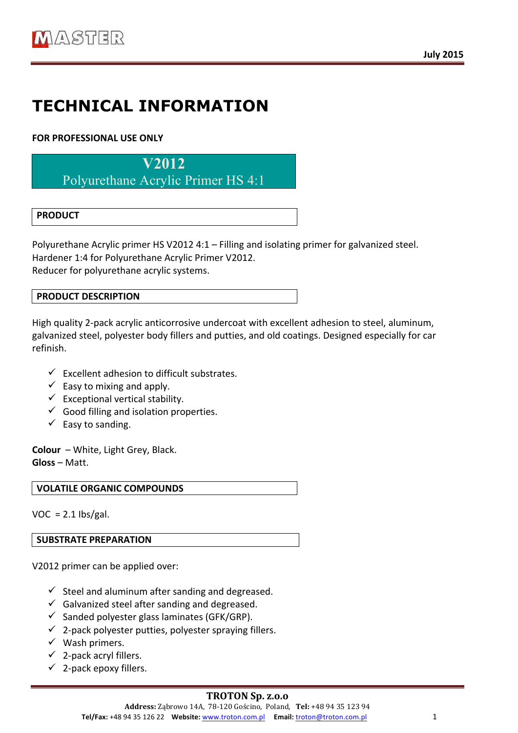# TECHNICAL INFORMATION

**FOR PROFESSIONAL USE ONLY**

## V2012
## Polyurethane Acrylic Primer HS 4:1

### PRODUCT

Polyurethane Acrylic primer HS V2012 4:1 – Filling and isolating primer for galvanized steel.
Hardener 1:4 for Polyurethane Acrylic Primer V2012.
Reducer for polyurethane acrylic systems.

### PRODUCT DESCRIPTION

High quality 2-pack acrylic anticorrosive undercoat with excellent adhesion to steel, aluminum, galvanized steel, polyester body fillers and putties, and old coatings. Designed especially for car refinish.

- ✓ Excellent adhesion to difficult substrates.
- ✓ Easy to mixing and apply.
- ✓ Exceptional vertical stability.
- ✓ Good filling and isolation properties.
- ✓ Easy to sanding.

**Colour** – White, Light Grey, Black.
**Gloss** – Matt.

### VOLATILE ORGANIC COMPOUNDS

VOC = 2.1 lbs/gal.

### SUBSTRATE PREPARATION

V2012 primer can be applied over:

- ✓ Steel and aluminum after sanding and degreased.
- ✓ Galvanized steel after sanding and degreased.
- ✓ Sanded polyester glass laminates (GFK/GRP).
- ✓ 2-pack polyester putties, polyester spraying fillers.
- ✓ Wash primers.
- ✓ 2-pack acryl fillers.
- ✓ 2-pack epoxy fillers.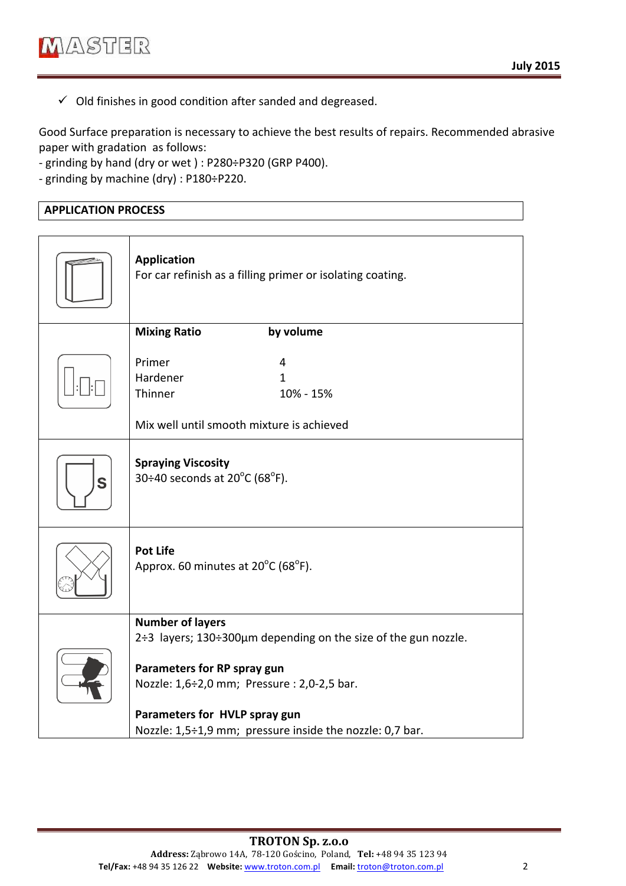- ✓ Old finishes in good condition after sanded and degreased.

Good Surface preparation is necessary to achieve the best results of repairs. Recommended abrasive paper with gradation as follows:
- grinding by hand (dry or wet ) : P280÷P320 (GRP P400).
- grinding by machine (dry) : P180÷P220.

## APPLICATION PROCESS

**Application**
For car refinish as a filling primer or isolating coating.

| **Mixing Ratio** | **by volume** |
|---|---|
| Primer | 4 |
| Hardener | 1 |
| Thinner | 10% - 15% |

Mix well until smooth mixture is achieved

**Spraying Viscosity**
30÷40 seconds at 20°C (68°F).

**Pot Life**
Approx. 60 minutes at 20°C (68°F).

**Number of layers**
2÷3 layers; 130÷300µm depending on the size of the gun nozzle.

**Parameters for RP spray gun**
Nozzle: 1,6÷2,0 mm; Pressure : 2,0-2,5 bar.

**Parameters for HVLP spray gun**
Nozzle: 1,5÷1,9 mm; pressure inside the nozzle: 0,7 bar.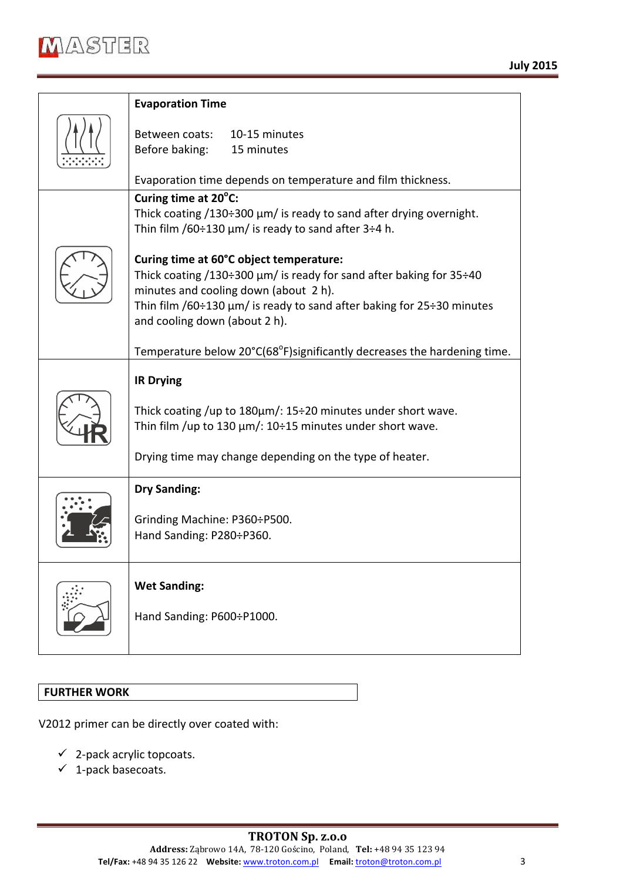| | |
|---|---|
| | **Evaporation Time**<br><br>Between coats: 10-15 minutes<br>Before baking: 15 minutes<br><br>Evaporation time depends on temperature and film thickness. |
| | **Curing time at 20°C:**<br>Thick coating /130÷300 µm/ is ready to sand after drying overnight.<br>Thin film /60÷130 µm/ is ready to sand after 3÷4 h.<br><br>**Curing time at 60°C object temperature:**<br>Thick coating /130÷300 µm/ is ready for sand after baking for 35÷40 minutes and cooling down (about 2 h).<br>Thin film /60÷130 µm/ is ready to sand after baking for 25÷30 minutes and cooling down (about 2 h).<br><br>Temperature below 20°C(68°F)significantly decreases the hardening time. |
| | **IR Drying**<br><br>Thick coating /up to 180µm/: 15÷20 minutes under short wave.<br>Thin film /up to 130 µm/: 10÷15 minutes under short wave.<br><br>Drying time may change depending on the type of heater. |
| | **Dry Sanding:**<br><br>Grinding Machine: P360÷P500.<br>Hand Sanding: P280÷P360. |
| | **Wet Sanding:**<br><br>Hand Sanding: P600÷P1000. |

## FURTHER WORK

V2012 primer can be directly over coated with:

- ✓ 2-pack acrylic topcoats.
- ✓ 1-pack basecoats.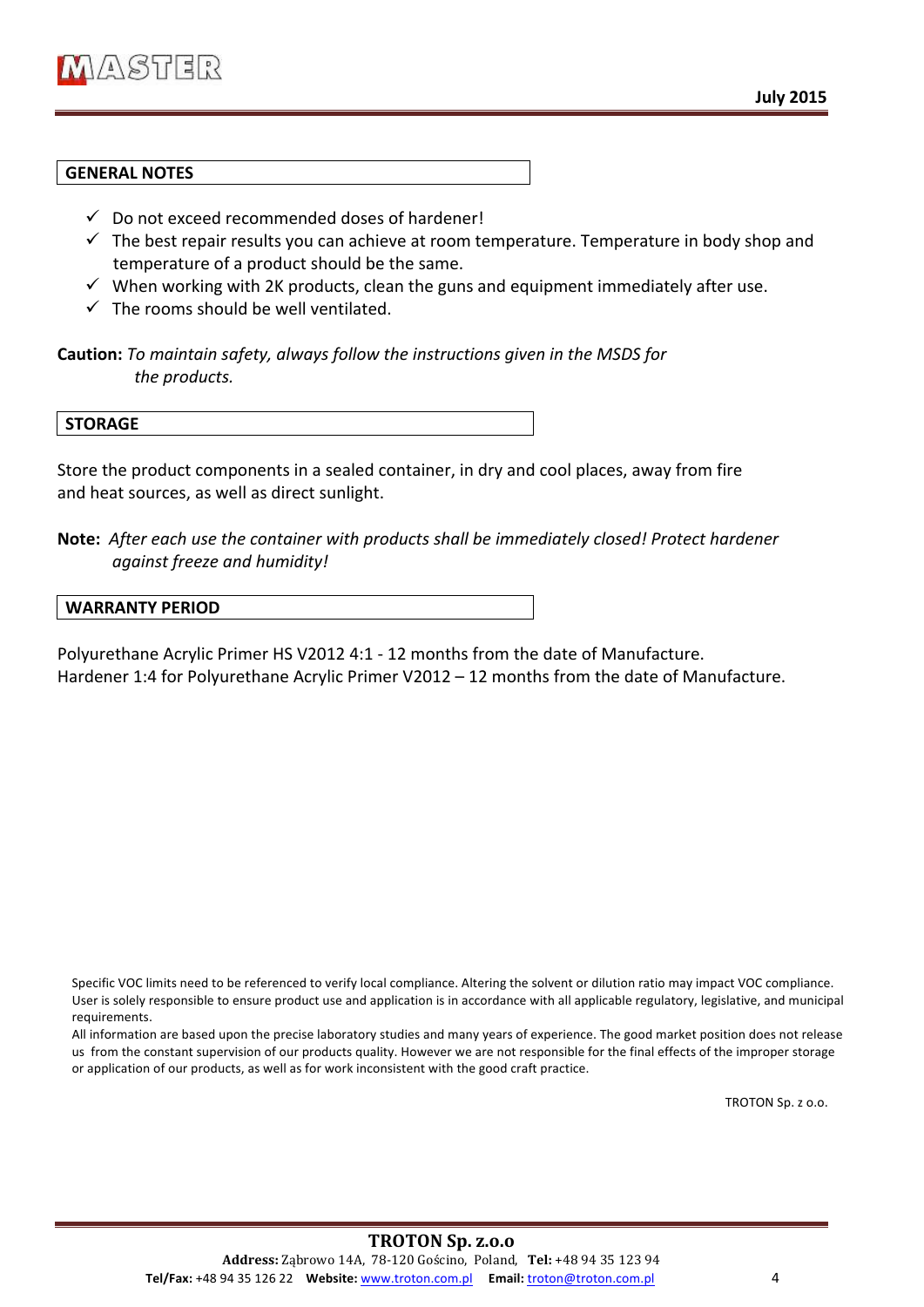## GENERAL NOTES

- ✓ Do not exceed recommended doses of hardener!
- ✓ The best repair results you can achieve at room temperature. Temperature in body shop and temperature of a product should be the same.
- ✓ When working with 2K products, clean the guns and equipment immediately after use.
- ✓ The rooms should be well ventilated.

**Caution:** *To maintain safety, always follow the instructions given in the MSDS for the products.*

## STORAGE

Store the product components in a sealed container, in dry and cool places, away from fire and heat sources, as well as direct sunlight.

**Note:** *After each use the container with products shall be immediately closed! Protect hardener against freeze and humidity!*

## WARRANTY PERIOD

Polyurethane Acrylic Primer HS V2012 4:1 - 12 months from the date of Manufacture.
Hardener 1:4 for Polyurethane Acrylic Primer V2012 – 12 months from the date of Manufacture.

Specific VOC limits need to be referenced to verify local compliance. Altering the solvent or dilution ratio may impact VOC compliance. User is solely responsible to ensure product use and application is in accordance with all applicable regulatory, legislative, and municipal requirements.
All information are based upon the precise laboratory studies and many years of experience. The good market position does not release us from the constant supervision of our products quality. However we are not responsible for the final effects of the improper storage or application of our products, as well as for work inconsistent with the good craft practice.

TROTON Sp. z o.o.